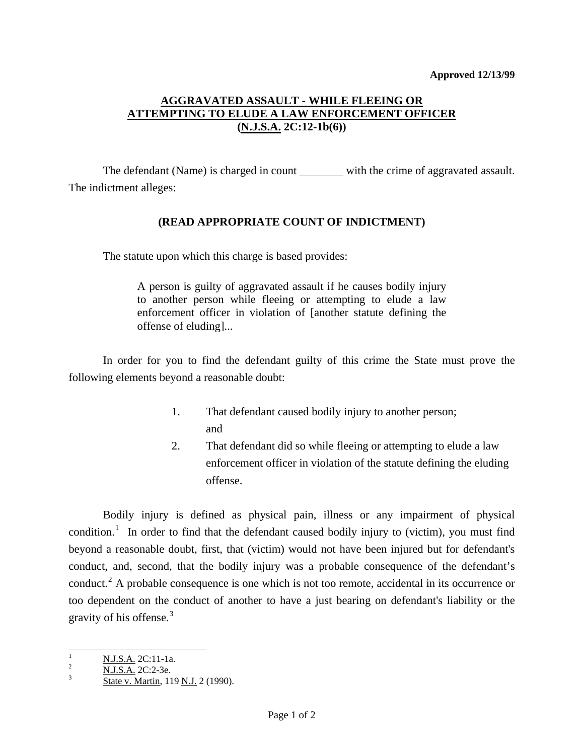**Approved 12/13/99**

## AGGRAVATED ASSAULT - WHILE FLEEING OR ATTEMPTING TO ELUDE A LAW ENFORCEMENT OFFICER (N.J.S.A. 2C:12-1b(6))

The defendant (Name) is charged in count ________ with the crime of aggravated assault. The indictment alleges:

**(READ APPROPRIATE COUNT OF INDICTMENT)**

The statute upon which this charge is based provides:

> A person is guilty of aggravated assault if he causes bodily injury to another person while fleeing or attempting to elude a law enforcement officer in violation of [another statute defining the offense of eluding]...

In order for you to find the defendant guilty of this crime the State must prove the following elements beyond a reasonable doubt:

1. That defendant caused bodily injury to another person; and
2. That defendant did so while fleeing or attempting to elude a law enforcement officer in violation of the statute defining the eluding offense.

Bodily injury is defined as physical pain, illness or any impairment of physical condition.[1] In order to find that the defendant caused bodily injury to (victim), you must find beyond a reasonable doubt, first, that (victim) would not have been injured but for defendant's conduct, and, second, that the bodily injury was a probable consequence of the defendant's conduct.[2] A probable consequence is one which is not too remote, accidental in its occurrence or too dependent on the conduct of another to have a just bearing on defendant's liability or the gravity of his offense.[3]

---

[1] N.J.S.A. 2C:11-1a.

[2] N.J.S.A. 2C:2-3e.

[3] State v. Martin, 119 N.J. 2 (1990).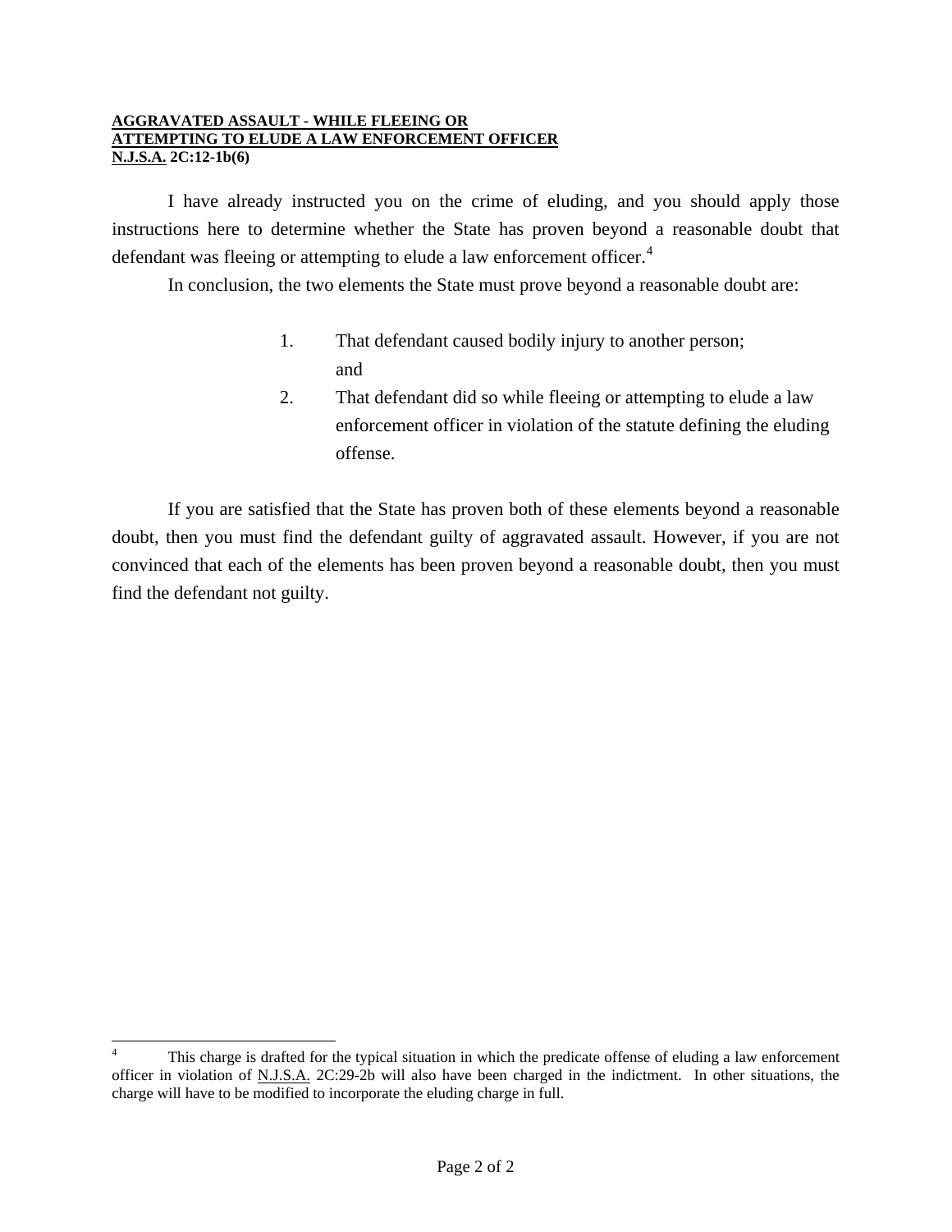**AGGRAVATED ASSAULT - WHILE FLEEING OR ATTEMPTING TO ELUDE A LAW ENFORCEMENT OFFICER**
**N.J.S.A. 2C:12-1b(6)**

I have already instructed you on the crime of eluding, and you should apply those instructions here to determine whether the State has proven beyond a reasonable doubt that defendant was fleeing or attempting to elude a law enforcement officer.[4]

In conclusion, the two elements the State must prove beyond a reasonable doubt are:

1. That defendant caused bodily injury to another person; and
2. That defendant did so while fleeing or attempting to elude a law enforcement officer in violation of the statute defining the eluding offense.

If you are satisfied that the State has proven both of these elements beyond a reasonable doubt, then you must find the defendant guilty of aggravated assault. However, if you are not convinced that each of the elements has been proven beyond a reasonable doubt, then you must find the defendant not guilty.

---

[4] This charge is drafted for the typical situation in which the predicate offense of eluding a law enforcement officer in violation of N.J.S.A. 2C:29-2b will also have been charged in the indictment. In other situations, the charge will have to be modified to incorporate the eluding charge in full.